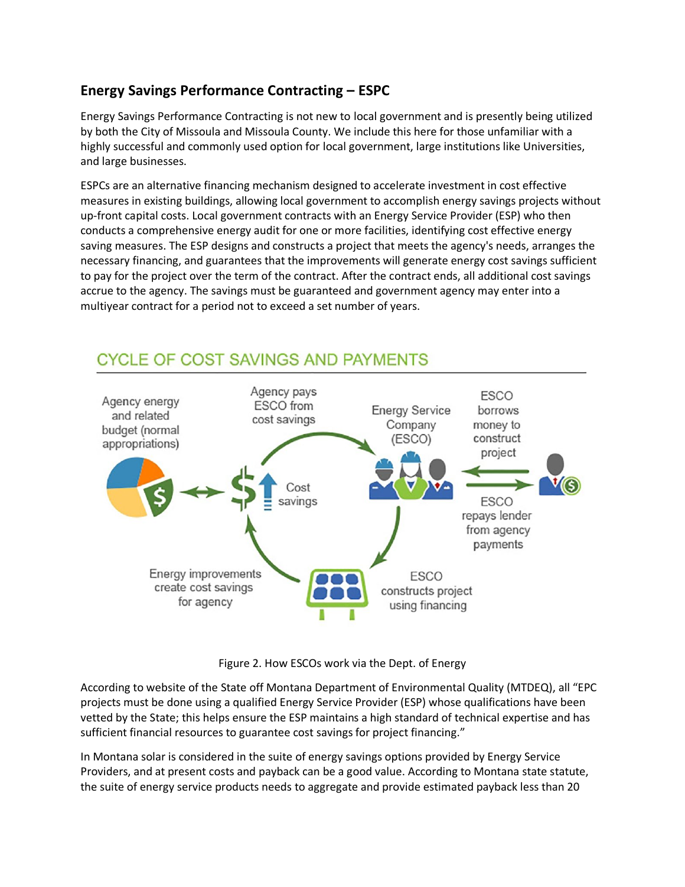## Energy Savings Performance Contracting – ESPC

Energy Savings Performance Contracting is not new to local government and is presently being utilized by both the City of Missoula and Missoula County. We include this here for those unfamiliar with a highly successful and commonly used option for local government, large institutions like Universities, and large businesses.

ESPCs are an alternative financing mechanism designed to accelerate investment in cost effective measures in existing buildings, allowing local government to accomplish energy savings projects without up-front capital costs. Local government contracts with an Energy Service Provider (ESP) who then conducts a comprehensive energy audit for one or more facilities, identifying cost effective energy saving measures. The ESP designs and constructs a project that meets the agency's needs, arranges the necessary financing, and guarantees that the improvements will generate energy cost savings sufficient to pay for the project over the term of the contract. After the contract ends, all additional cost savings accrue to the agency. The savings must be guaranteed and government agency may enter into a multiyear contract for a period not to exceed a set number of years.

CYCLE OF COST SAVINGS AND PAYMENTS

Agency energy and related budget (normal appropriations)

Agency pays ESCO from cost savings

Cost savings

Energy Service Company (ESCO)

ESCO borrows money to construct project

ESCO repays lender from agency payments

ESCO constructs project using financing

Energy improvements create cost savings for agency

Figure 2. How ESCOs work via the Dept. of Energy

According to website of the State off Montana Department of Environmental Quality (MTDEQ), all "EPC projects must be done using a qualified Energy Service Provider (ESP) whose qualifications have been vetted by the State; this helps ensure the ESP maintains a high standard of technical expertise and has sufficient financial resources to guarantee cost savings for project financing."

In Montana solar is considered in the suite of energy savings options provided by Energy Service Providers, and at present costs and payback can be a good value. According to Montana state statute, the suite of energy service products needs to aggregate and provide estimated payback less than 20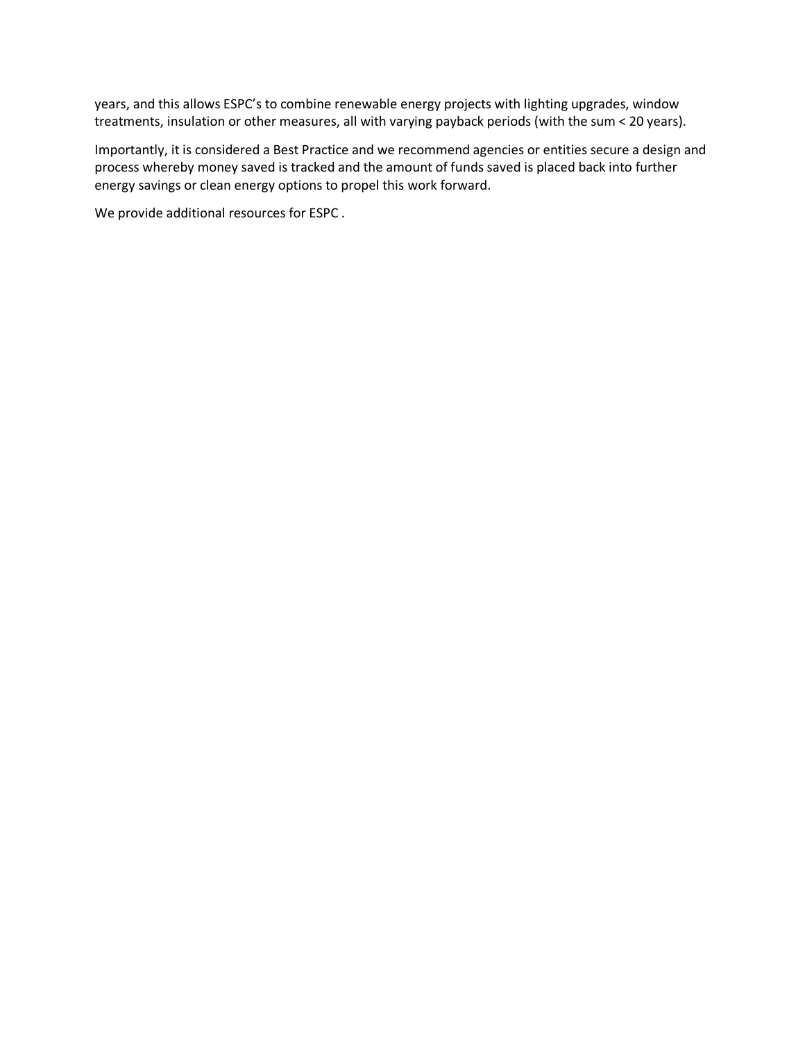years, and this allows ESPC's to combine renewable energy projects with lighting upgrades, window treatments, insulation or other measures, all with varying payback periods (with the sum < 20 years).

Importantly, it is considered a Best Practice and we recommend agencies or entities secure a design and process whereby money saved is tracked and the amount of funds saved is placed back into further energy savings or clean energy options to propel this work forward.

We provide additional resources for ESPC .